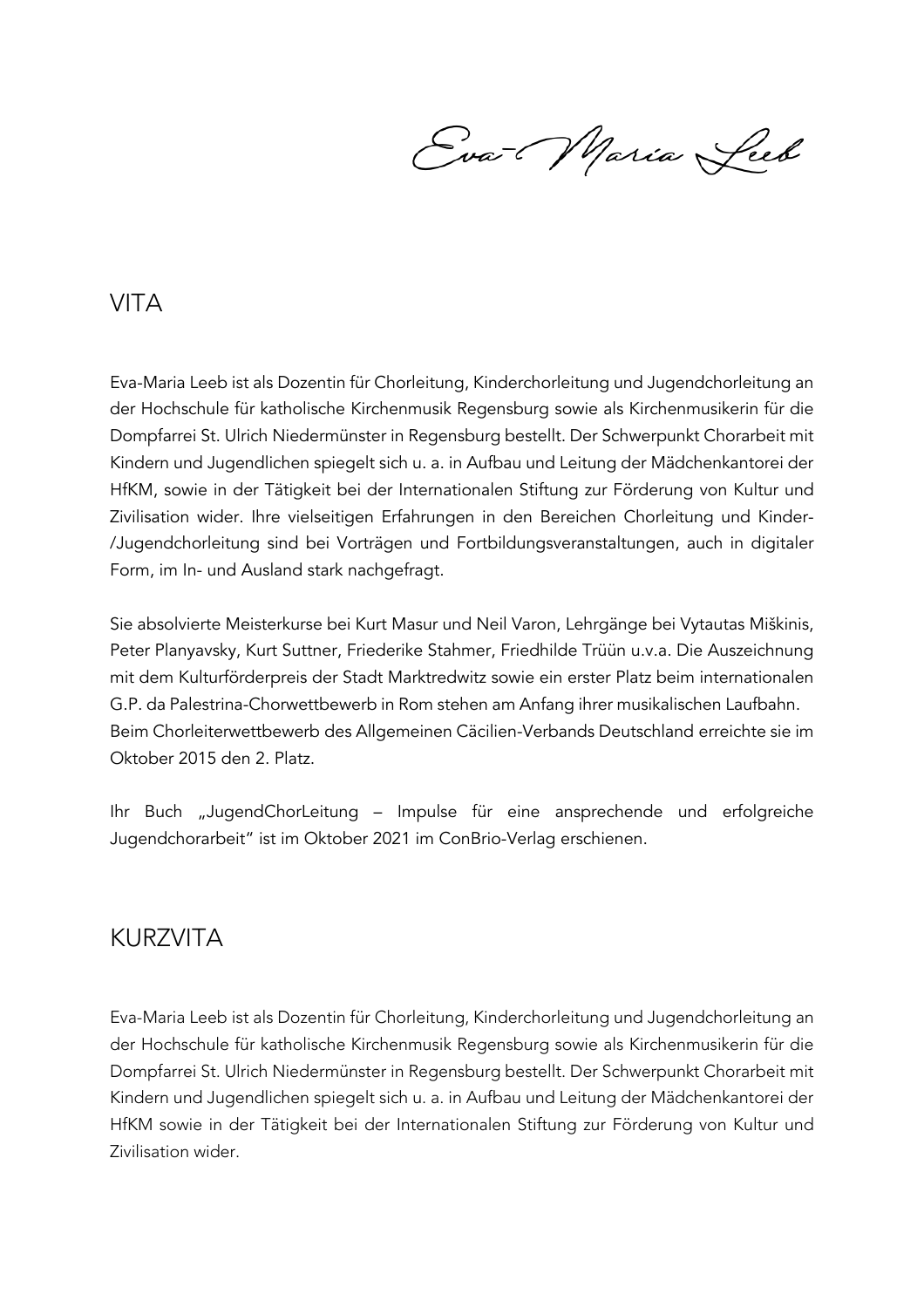Eva-Maria Leeb

## VITA

Eva-Maria Leeb ist als Dozentin für Chorleitung, Kinderchorleitung und Jugendchorleitung an der Hochschule für katholische Kirchenmusik Regensburg sowie als Kirchenmusikerin für die Dompfarrei St. Ulrich Niedermünster in Regensburg bestellt. Der Schwerpunkt Chorarbeit mit Kindern und Jugendlichen spiegelt sich u. a. in Aufbau und Leitung der Mädchenkantorei der HfKM, sowie in der Tätigkeit bei der Internationalen Stiftung zur Förderung von Kultur und Zivilisation wider. Ihre vielseitigen Erfahrungen in den Bereichen Chorleitung und Kinder-/Jugendchorleitung sind bei Vorträgen und Fortbildungsveranstaltungen, auch in digitaler Form, im In- und Ausland stark nachgefragt.

Sie absolvierte Meisterkurse bei Kurt Masur und Neil Varon, Lehrgänge bei Vytautas Miškinis, Peter Planyavsky, Kurt Suttner, Friederike Stahmer, Friedhilde Trüün u.v.a. Die Auszeichnung mit dem Kulturförderpreis der Stadt Marktredwitz sowie ein erster Platz beim internationalen G.P. da Palestrina-Chorwettbewerb in Rom stehen am Anfang ihrer musikalischen Laufbahn. Beim Chorleiterwettbewerb des Allgemeinen Cäcilien-Verbands Deutschland erreichte sie im Oktober 2015 den 2. Platz.

Ihr Buch „JugendChorLeitung – Impulse für eine ansprechende und erfolgreiche Jugendchorarbeit" ist im Oktober 2021 im ConBrio-Verlag erschienen.

## KURZVITA

Eva-Maria Leeb ist als Dozentin für Chorleitung, Kinderchorleitung und Jugendchorleitung an der Hochschule für katholische Kirchenmusik Regensburg sowie als Kirchenmusikerin für die Dompfarrei St. Ulrich Niedermünster in Regensburg bestellt. Der Schwerpunkt Chorarbeit mit Kindern und Jugendlichen spiegelt sich u. a. in Aufbau und Leitung der Mädchenkantorei der HfKM sowie in der Tätigkeit bei der Internationalen Stiftung zur Förderung von Kultur und Zivilisation wider.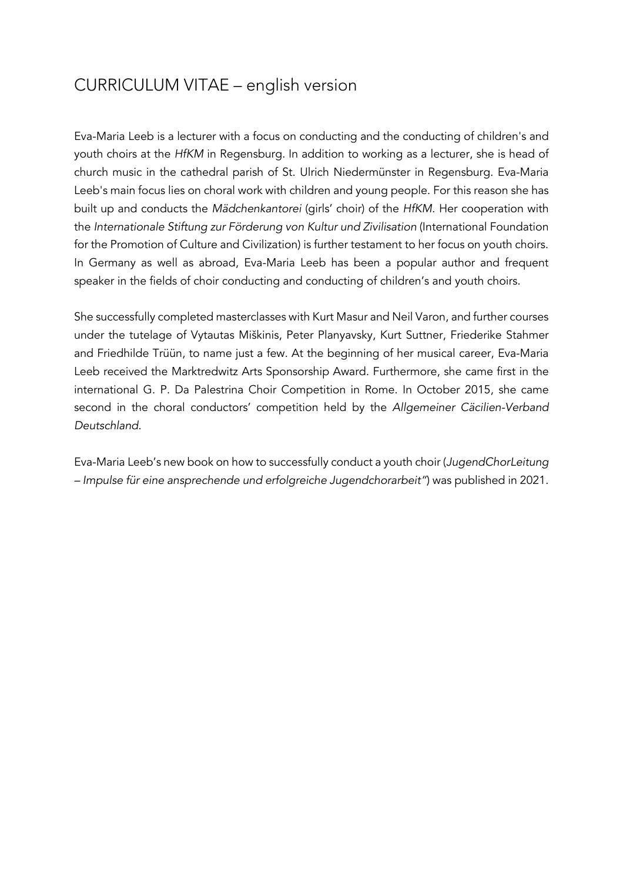# CURRICULUM VITAE – english version

Eva-Maria Leeb is a lecturer with a focus on conducting and the conducting of children's and youth choirs at the *HfKM* in Regensburg. In addition to working as a lecturer, she is head of church music in the cathedral parish of St. Ulrich Niedermünster in Regensburg. Eva-Maria Leeb's main focus lies on choral work with children and young people. For this reason she has built up and conducts the *Mädchenkantorei* (girls' choir) of the *HfKM*. Her cooperation with the *Internationale Stiftung zur Förderung von Kultur und Zivilisation* (International Foundation for the Promotion of Culture and Civilization) is further testament to her focus on youth choirs. In Germany as well as abroad, Eva-Maria Leeb has been a popular author and frequent speaker in the fields of choir conducting and conducting of children's and youth choirs.

She successfully completed masterclasses with Kurt Masur and Neil Varon, and further courses under the tutelage of Vytautas Miškinis, Peter Planyavsky, Kurt Suttner, Friederike Stahmer and Friedhilde Trüün, to name just a few. At the beginning of her musical career, Eva-Maria Leeb received the Marktredwitz Arts Sponsorship Award. Furthermore, she came first in the international G. P. Da Palestrina Choir Competition in Rome. In October 2015, she came second in the choral conductors' competition held by the *Allgemeiner Cäcilien-Verband Deutschland*.

Eva-Maria Leeb's new book on how to successfully conduct a youth choir (*JugendChorLeitung – Impulse für eine ansprechende und erfolgreiche Jugendchorarbeit"*) was published in 2021.